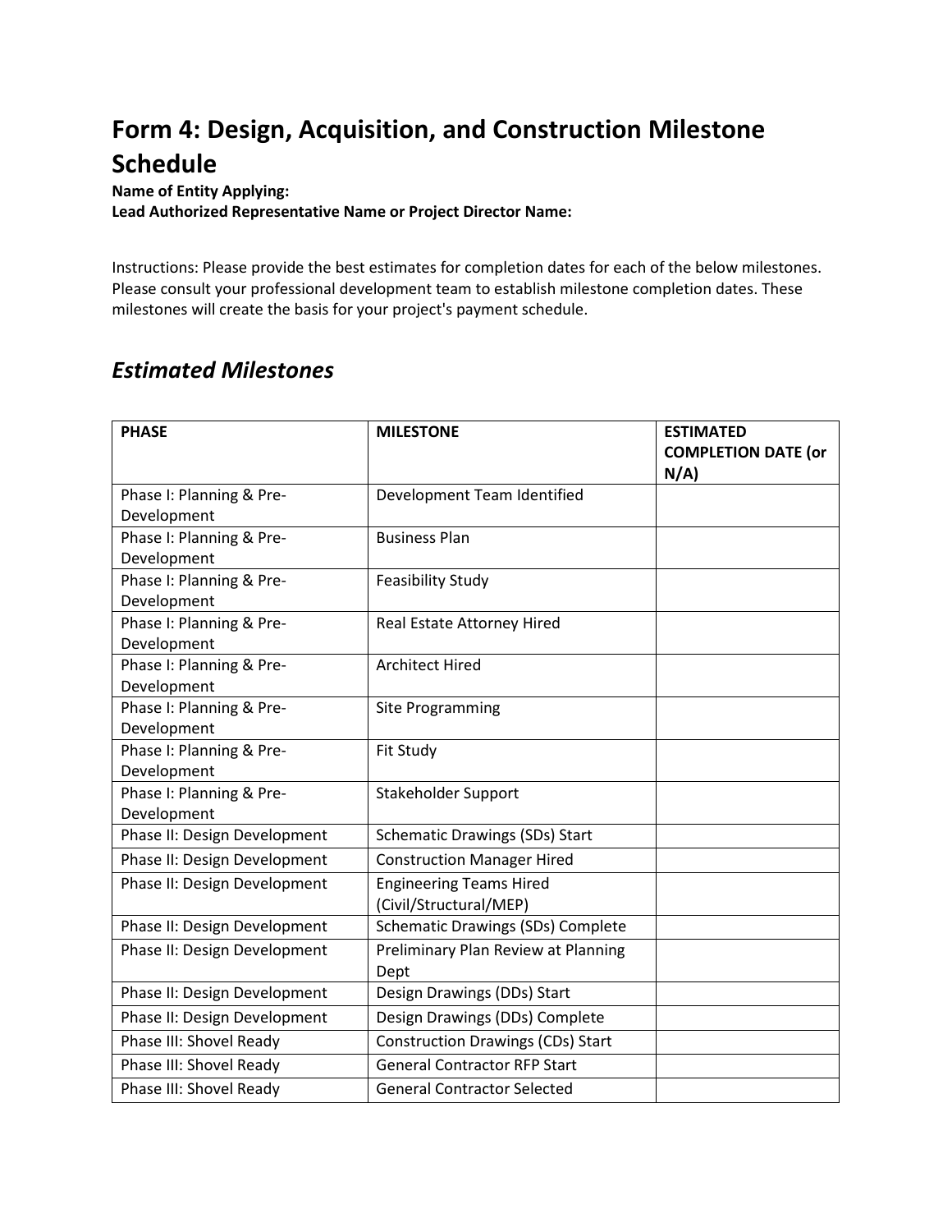# Form 4: Design, Acquisition, and Construction Milestone Schedule

**Name of Entity Applying:**
**Lead Authorized Representative Name or Project Director Name:**

Instructions: Please provide the best estimates for completion dates for each of the below milestones. Please consult your professional development team to establish milestone completion dates. These milestones will create the basis for your project's payment schedule.

## *Estimated Milestones*

| PHASE | MILESTONE | ESTIMATED COMPLETION DATE (or N/A) |
|---|---|---|
| Phase I: Planning & Pre-Development | Development Team Identified | |
| Phase I: Planning & Pre-Development | Business Plan | |
| Phase I: Planning & Pre-Development | Feasibility Study | |
| Phase I: Planning & Pre-Development | Real Estate Attorney Hired | |
| Phase I: Planning & Pre-Development | Architect Hired | |
| Phase I: Planning & Pre-Development | Site Programming | |
| Phase I: Planning & Pre-Development | Fit Study | |
| Phase I: Planning & Pre-Development | Stakeholder Support | |
| Phase II: Design Development | Schematic Drawings (SDs) Start | |
| Phase II: Design Development | Construction Manager Hired | |
| Phase II: Design Development | Engineering Teams Hired (Civil/Structural/MEP) | |
| Phase II: Design Development | Schematic Drawings (SDs) Complete | |
| Phase II: Design Development | Preliminary Plan Review at Planning Dept | |
| Phase II: Design Development | Design Drawings (DDs) Start | |
| Phase II: Design Development | Design Drawings (DDs) Complete | |
| Phase III: Shovel Ready | Construction Drawings (CDs) Start | |
| Phase III: Shovel Ready | General Contractor RFP Start | |
| Phase III: Shovel Ready | General Contractor Selected | |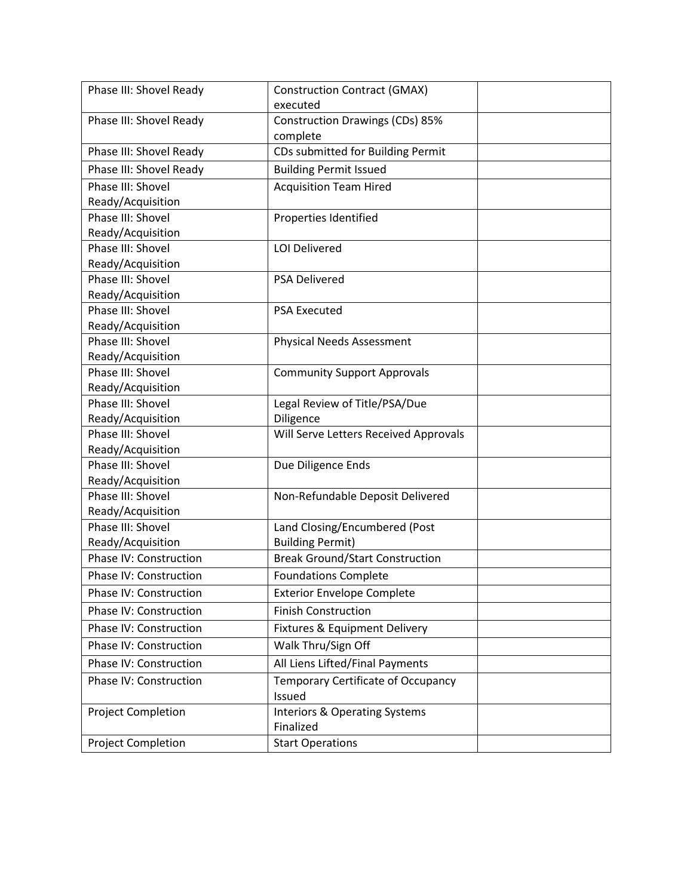| | | |
|---|---|---|
| Phase III: Shovel Ready | Construction Contract (GMAX) executed | |
| Phase III: Shovel Ready | Construction Drawings (CDs) 85% complete | |
| Phase III: Shovel Ready | CDs submitted for Building Permit | |
| Phase III: Shovel Ready | Building Permit Issued | |
| Phase III: Shovel Ready/Acquisition | Acquisition Team Hired | |
| Phase III: Shovel Ready/Acquisition | Properties Identified | |
| Phase III: Shovel Ready/Acquisition | LOI Delivered | |
| Phase III: Shovel Ready/Acquisition | PSA Delivered | |
| Phase III: Shovel Ready/Acquisition | PSA Executed | |
| Phase III: Shovel Ready/Acquisition | Physical Needs Assessment | |
| Phase III: Shovel Ready/Acquisition | Community Support Approvals | |
| Phase III: Shovel Ready/Acquisition | Legal Review of Title/PSA/Due Diligence | |
| Phase III: Shovel Ready/Acquisition | Will Serve Letters Received Approvals | |
| Phase III: Shovel Ready/Acquisition | Due Diligence Ends | |
| Phase III: Shovel Ready/Acquisition | Non-Refundable Deposit Delivered | |
| Phase III: Shovel Ready/Acquisition | Land Closing/Encumbered (Post Building Permit) | |
| Phase IV: Construction | Break Ground/Start Construction | |
| Phase IV: Construction | Foundations Complete | |
| Phase IV: Construction | Exterior Envelope Complete | |
| Phase IV: Construction | Finish Construction | |
| Phase IV: Construction | Fixtures & Equipment Delivery | |
| Phase IV: Construction | Walk Thru/Sign Off | |
| Phase IV: Construction | All Liens Lifted/Final Payments | |
| Phase IV: Construction | Temporary Certificate of Occupancy Issued | |
| Project Completion | Interiors & Operating Systems Finalized | |
| Project Completion | Start Operations | |